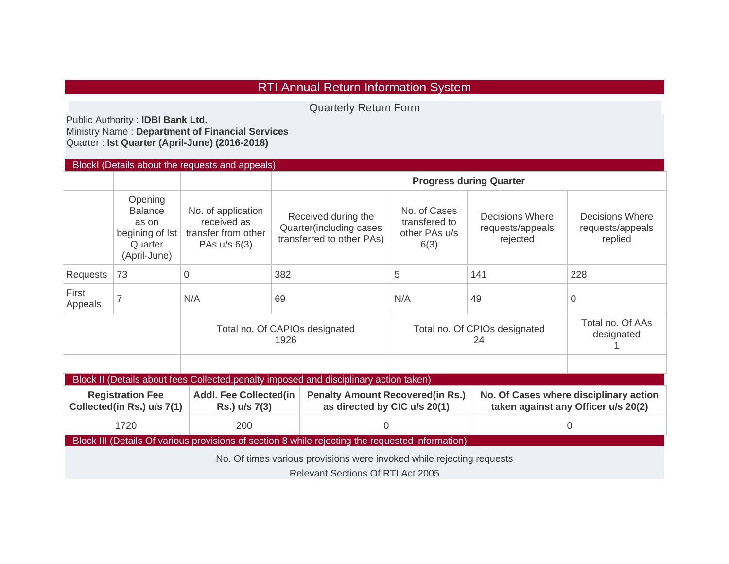# RTI Annual Return Information System

## Quarterly Return Form

Public Authority : **IDBI Bank Ltd.**
Ministry Name : **Department of Financial Services**
Quarter : **Ist Quarter (April-June) (2016-2018)**

### BlockI (Details about the requests and appeals)

| | | | **Progress during Quarter** | | | |
|---|---|---|---|---|---|---|
| | Opening Balance as on begining of Ist Quarter (April-June) | No. of application received as transfer from other PAs u/s 6(3) | Received during the Quarter(including cases transferred to other PAs) | No. of Cases transfered to other PAs u/s 6(3) | Decisions Where requests/appeals rejected | Decisions Where requests/appeals replied |
| Requests | 73 | 0 | 382 | 5 | 141 | 228 |
| First Appeals | 7 | N/A | 69 | N/A | 49 | 0 |

| Total no. Of CAPIOs designated | Total no. Of CPIOs designated | Total no. Of AAs designated |
|---|---|---|
| 1926 | 24 | 1 |

### Block II (Details about fees Collected,penalty imposed and disciplinary action taken)

| **Registration Fee Collected(in Rs.) u/s 7(1)** | **Addl. Fee Collected(in Rs.) u/s 7(3)** | **Penalty Amount Recovered(in Rs.) as directed by CIC u/s 20(1)** | **No. Of Cases where disciplinary action taken against any Officer u/s 20(2)** |
|---|---|---|---|
| 1720 | 200 | 0 | 0 |

### Block III (Details Of various provisions of section 8 while rejecting the requested information)

No. Of times various provisions were invoked while rejecting requests

Relevant Sections Of RTI Act 2005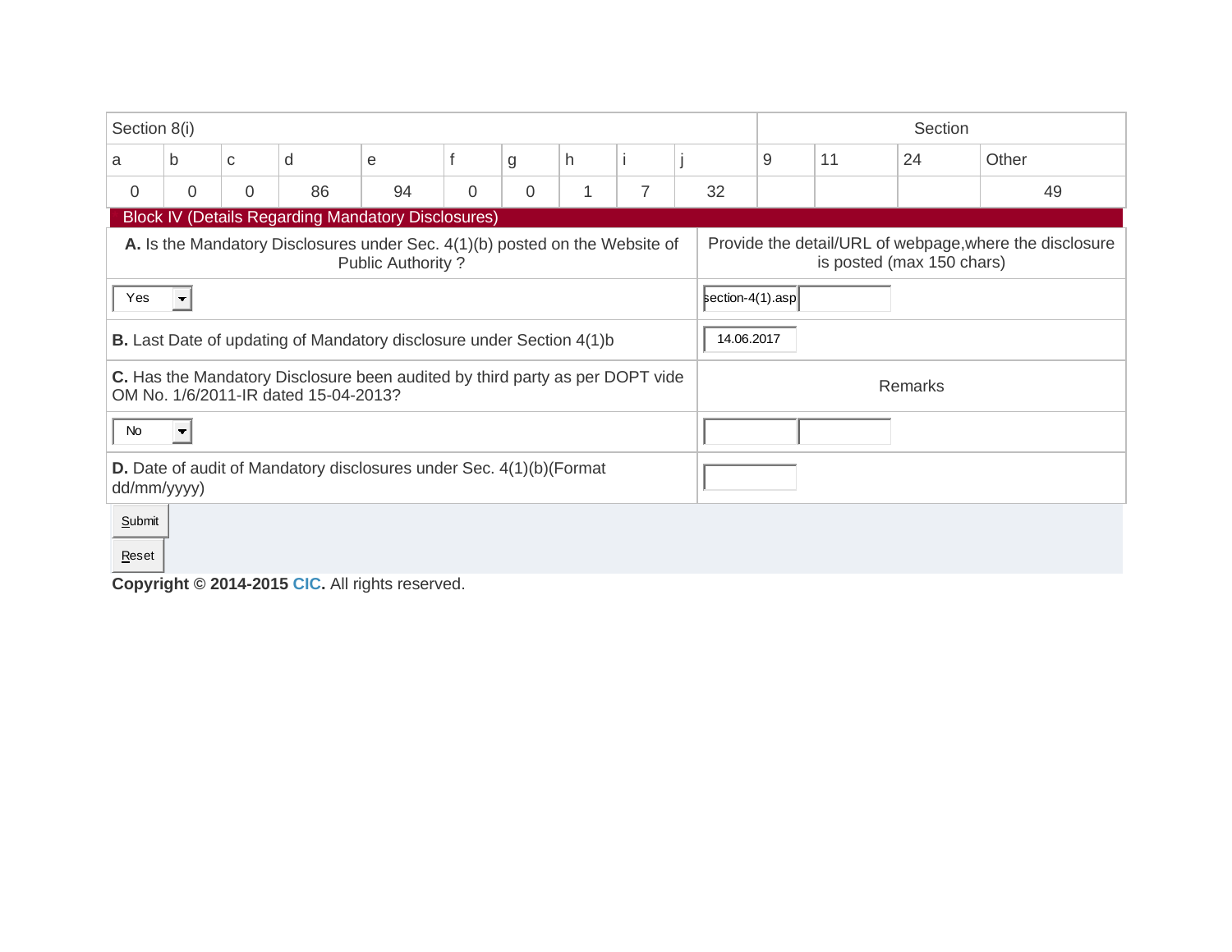| Section 8(i) | | | | | | | | | | Section | | | |
|---|---|---|---|---|---|---|---|---|---|---|---|---|---|
| a | b | c | d | e | f | g | h | i | j | 9 | 11 | 24 | Other |
| 0 | 0 | 0 | 86 | 94 | 0 | 0 | 1 | 7 | 32 | | | | 49 |

## Block IV (Details Regarding Mandatory Disclosures)

| | |
|---|---|
| **A.** Is the Mandatory Disclosures under Sec. 4(1)(b) posted on the Website of Public Authority ? | Provide the detail/URL of webpage,where the disclosure is posted (max 150 chars) |
| Yes | section-4(1).asp |
| **B.** Last Date of updating of Mandatory disclosure under Section 4(1)b | 14.06.2017 |
| **C.** Has the Mandatory Disclosure been audited by third party as per DOPT vide OM No. 1/6/2011-IR dated 15-04-2013? | Remarks |
| No | |
| **D.** Date of audit of Mandatory disclosures under Sec. 4(1)(b)(Format dd/mm/yyyy) | |

Submit

Reset

**Copyright © 2014-2015 CIC.** All rights reserved.